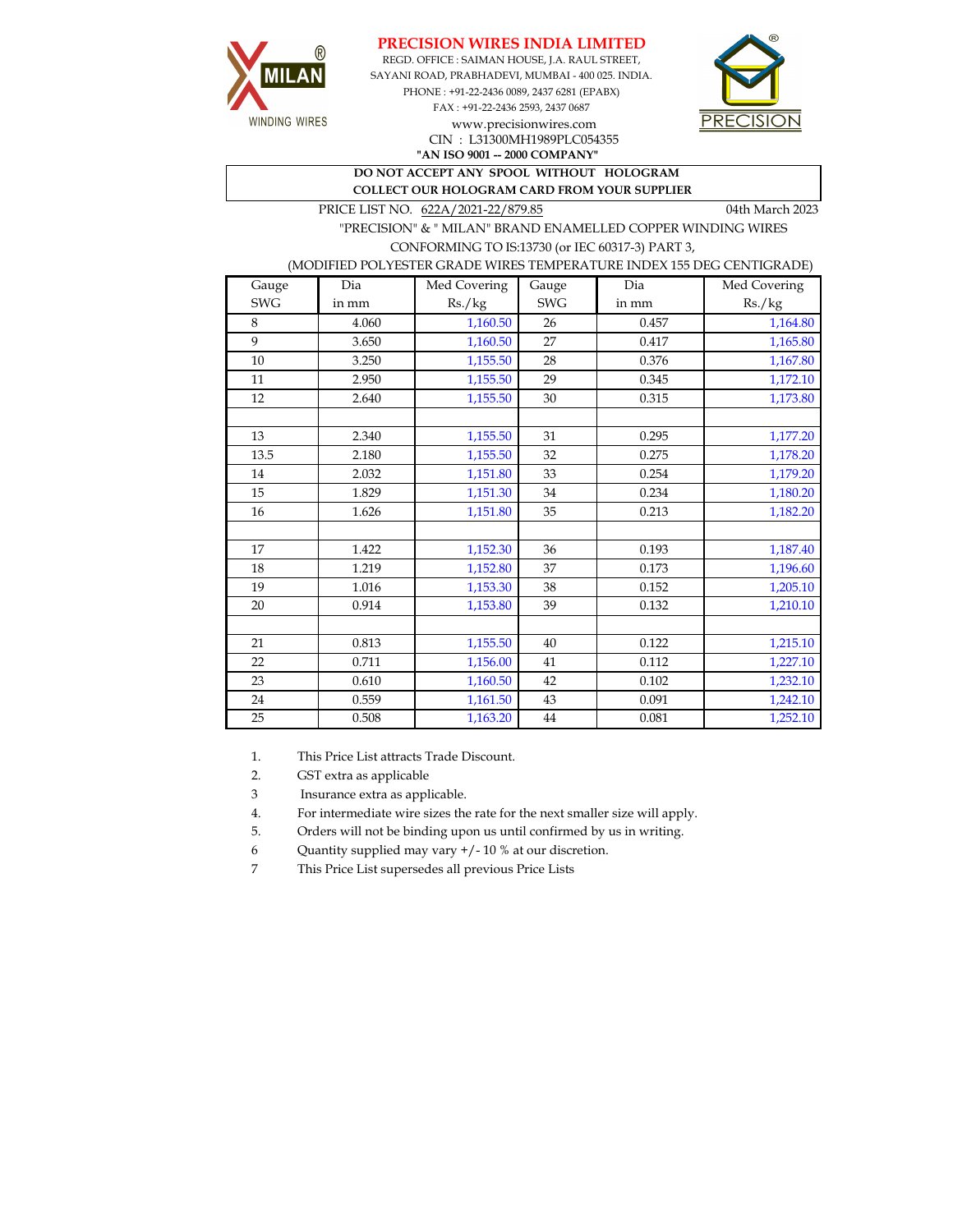# PRECISION WIRES INDIA LIMITED

REGD. OFFICE : SAIMAN HOUSE, J.A. RAUL STREET,
SAYANI ROAD, PRABHADEVI, MUMBAI - 400 025. INDIA.
PHONE : +91-22-2436 0089, 2437 6281 (EPABX)
FAX : +91-22-2436 2593, 2437 0687
www.precisionwires.com
CIN : L31300MH1989PLC054355
**"AN ISO 9001 -- 2000 COMPANY"**

**DO NOT ACCEPT ANY SPOOL WITHOUT HOLOGRAM**
**COLLECT OUR HOLOGRAM CARD FROM YOUR SUPPLIER**

PRICE LIST NO. 622A/2021-22/879.85 — 04th March 2023

"PRECISION" & " MILAN" BRAND ENAMELLED COPPER WINDING WIRES
CONFORMING TO IS:13730 (or IEC 60317-3) PART 3,
(MODIFIED POLYESTER GRADE WIRES TEMPERATURE INDEX 155 DEG CENTIGRADE)

| Gauge SWG | Dia in mm | Med Covering Rs./kg | Gauge SWG | Dia in mm | Med Covering Rs./kg |
|---|---|---|---|---|---|
| 8 | 4.060 | 1,160.50 | 26 | 0.457 | 1,164.80 |
| 9 | 3.650 | 1,160.50 | 27 | 0.417 | 1,165.80 |
| 10 | 3.250 | 1,155.50 | 28 | 0.376 | 1,167.80 |
| 11 | 2.950 | 1,155.50 | 29 | 0.345 | 1,172.10 |
| 12 | 2.640 | 1,155.50 | 30 | 0.315 | 1,173.80 |
| | | | | | |
| 13 | 2.340 | 1,155.50 | 31 | 0.295 | 1,177.20 |
| 13.5 | 2.180 | 1,155.50 | 32 | 0.275 | 1,178.20 |
| 14 | 2.032 | 1,151.80 | 33 | 0.254 | 1,179.20 |
| 15 | 1.829 | 1,151.30 | 34 | 0.234 | 1,180.20 |
| 16 | 1.626 | 1,151.80 | 35 | 0.213 | 1,182.20 |
| | | | | | |
| 17 | 1.422 | 1,152.30 | 36 | 0.193 | 1,187.40 |
| 18 | 1.219 | 1,152.80 | 37 | 0.173 | 1,196.60 |
| 19 | 1.016 | 1,153.30 | 38 | 0.152 | 1,205.10 |
| 20 | 0.914 | 1,153.80 | 39 | 0.132 | 1,210.10 |
| | | | | | |
| 21 | 0.813 | 1,155.50 | 40 | 0.122 | 1,215.10 |
| 22 | 0.711 | 1,156.00 | 41 | 0.112 | 1,227.10 |
| 23 | 0.610 | 1,160.50 | 42 | 0.102 | 1,232.10 |
| 24 | 0.559 | 1,161.50 | 43 | 0.091 | 1,242.10 |
| 25 | 0.508 | 1,163.20 | 44 | 0.081 | 1,252.10 |

1. This Price List attracts Trade Discount.
2. GST extra as applicable
3. Insurance extra as applicable.
4. For intermediate wire sizes the rate for the next smaller size will apply.
5. Orders will not be binding upon us until confirmed by us in writing.
6. Quantity supplied may vary +/- 10 % at our discretion.
7. This Price List supersedes all previous Price Lists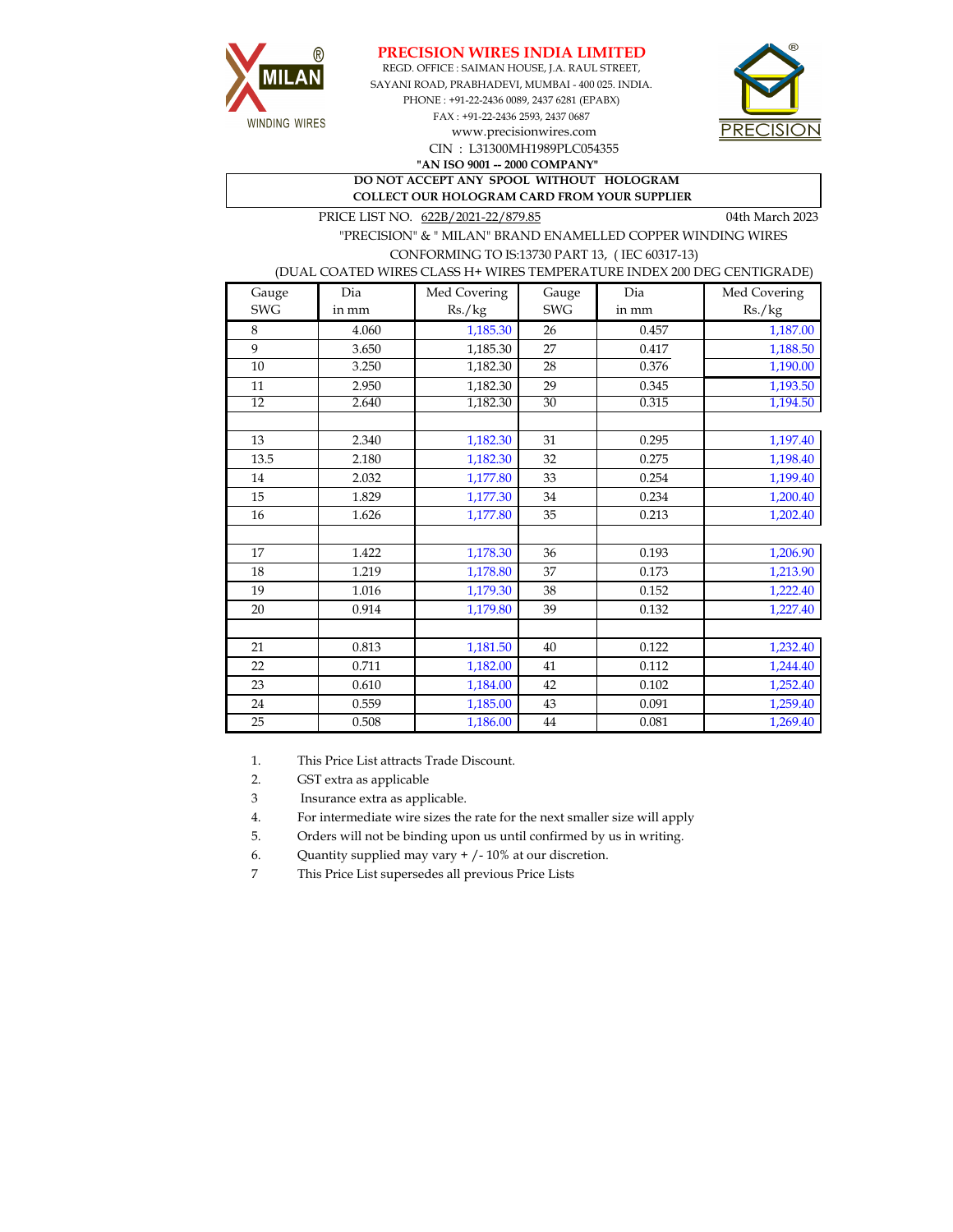# PRECISION WIRES INDIA LIMITED

REGD. OFFICE : SAIMAN HOUSE, J.A. RAUL STREET,
SAYANI ROAD, PRABHADEVI, MUMBAI - 400 025. INDIA.
PHONE : +91-22-2436 0089, 2437 6281 (EPABX)
FAX : +91-22-2436 2593, 2437 0687
www.precisionwires.com
CIN : L31300MH1989PLC054355

**"AN ISO 9001 -- 2000 COMPANY"**

**DO NOT ACCEPT ANY SPOOL WITHOUT HOLOGRAM**
**COLLECT OUR HOLOGRAM CARD FROM YOUR SUPPLIER**

PRICE LIST NO. 622B/2021-22/879.85 — 04th March 2023

"PRECISION" & " MILAN" BRAND ENAMELLED COPPER WINDING WIRES
CONFORMING TO IS:13730 PART 13, ( IEC 60317-13)
(DUAL COATED WIRES CLASS H+ WIRES TEMPERATURE INDEX 200 DEG CENTIGRADE)

| Gauge SWG | Dia in mm | Med Covering Rs./kg | Gauge SWG | Dia in mm | Med Covering Rs./kg |
|---|---|---|---|---|---|
| 8 | 4.060 | 1,185.30 | 26 | 0.457 | 1,187.00 |
| 9 | 3.650 | 1,185.30 | 27 | 0.417 | 1,188.50 |
| 10 | 3.250 | 1,182.30 | 28 | 0.376 | 1,190.00 |
| 11 | 2.950 | 1,182.30 | 29 | 0.345 | 1,193.50 |
| 12 | 2.640 | 1,182.30 | 30 | 0.315 | 1,194.50 |
| | | | | | |
| 13 | 2.340 | 1,182.30 | 31 | 0.295 | 1,197.40 |
| 13.5 | 2.180 | 1,182.30 | 32 | 0.275 | 1,198.40 |
| 14 | 2.032 | 1,177.80 | 33 | 0.254 | 1,199.40 |
| 15 | 1.829 | 1,177.30 | 34 | 0.234 | 1,200.40 |
| 16 | 1.626 | 1,177.80 | 35 | 0.213 | 1,202.40 |
| | | | | | |
| 17 | 1.422 | 1,178.30 | 36 | 0.193 | 1,206.90 |
| 18 | 1.219 | 1,178.80 | 37 | 0.173 | 1,213.90 |
| 19 | 1.016 | 1,179.30 | 38 | 0.152 | 1,222.40 |
| 20 | 0.914 | 1,179.80 | 39 | 0.132 | 1,227.40 |
| | | | | | |
| 21 | 0.813 | 1,181.50 | 40 | 0.122 | 1,232.40 |
| 22 | 0.711 | 1,182.00 | 41 | 0.112 | 1,244.40 |
| 23 | 0.610 | 1,184.00 | 42 | 0.102 | 1,252.40 |
| 24 | 0.559 | 1,185.00 | 43 | 0.091 | 1,259.40 |
| 25 | 0.508 | 1,186.00 | 44 | 0.081 | 1,269.40 |

1. This Price List attracts Trade Discount.
2. GST extra as applicable
3. Insurance extra as applicable.
4. For intermediate wire sizes the rate for the next smaller size will apply
5. Orders will not be binding upon us until confirmed by us in writing.
6. Quantity supplied may vary + /- 10% at our discretion.
7. This Price List supersedes all previous Price Lists